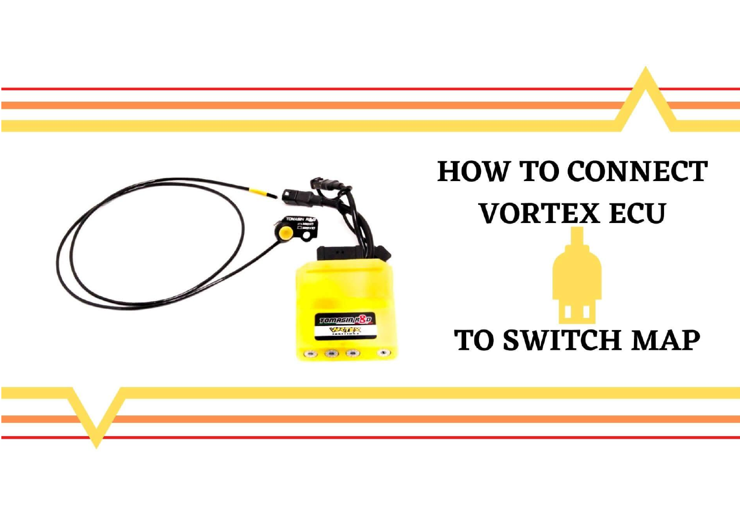# HOW TO CONNECT VORTEX ECU TO SWITCH MAP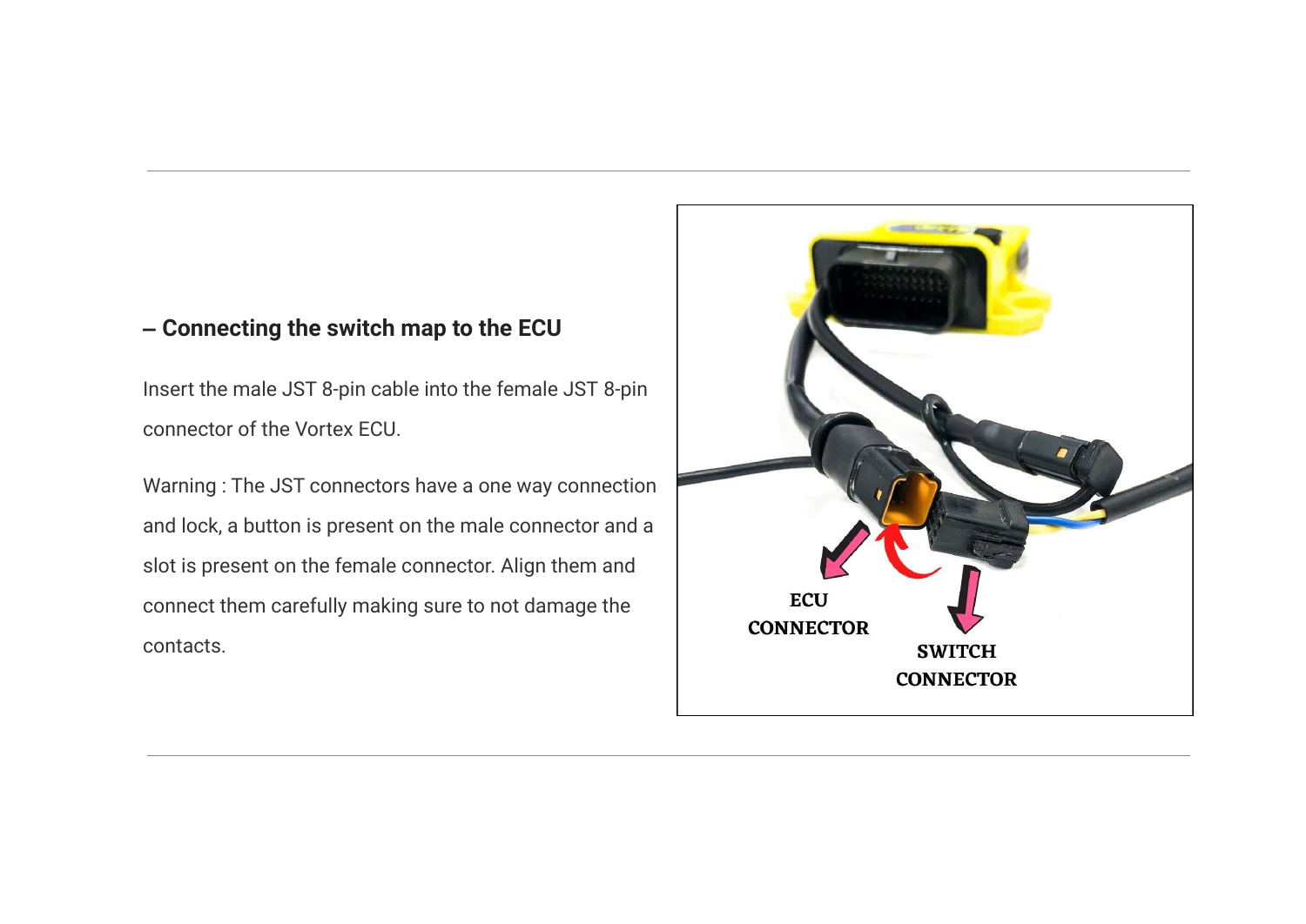### – Connecting the switch map to the ECU

Insert the male JST 8-pin cable into the female JST 8-pin connector of the Vortex ECU.

Warning : The JST connectors have a one way connection and lock, a button is present on the male connector and a slot is present on the female connector. Align them and connect them carefully making sure to not damage the contacts.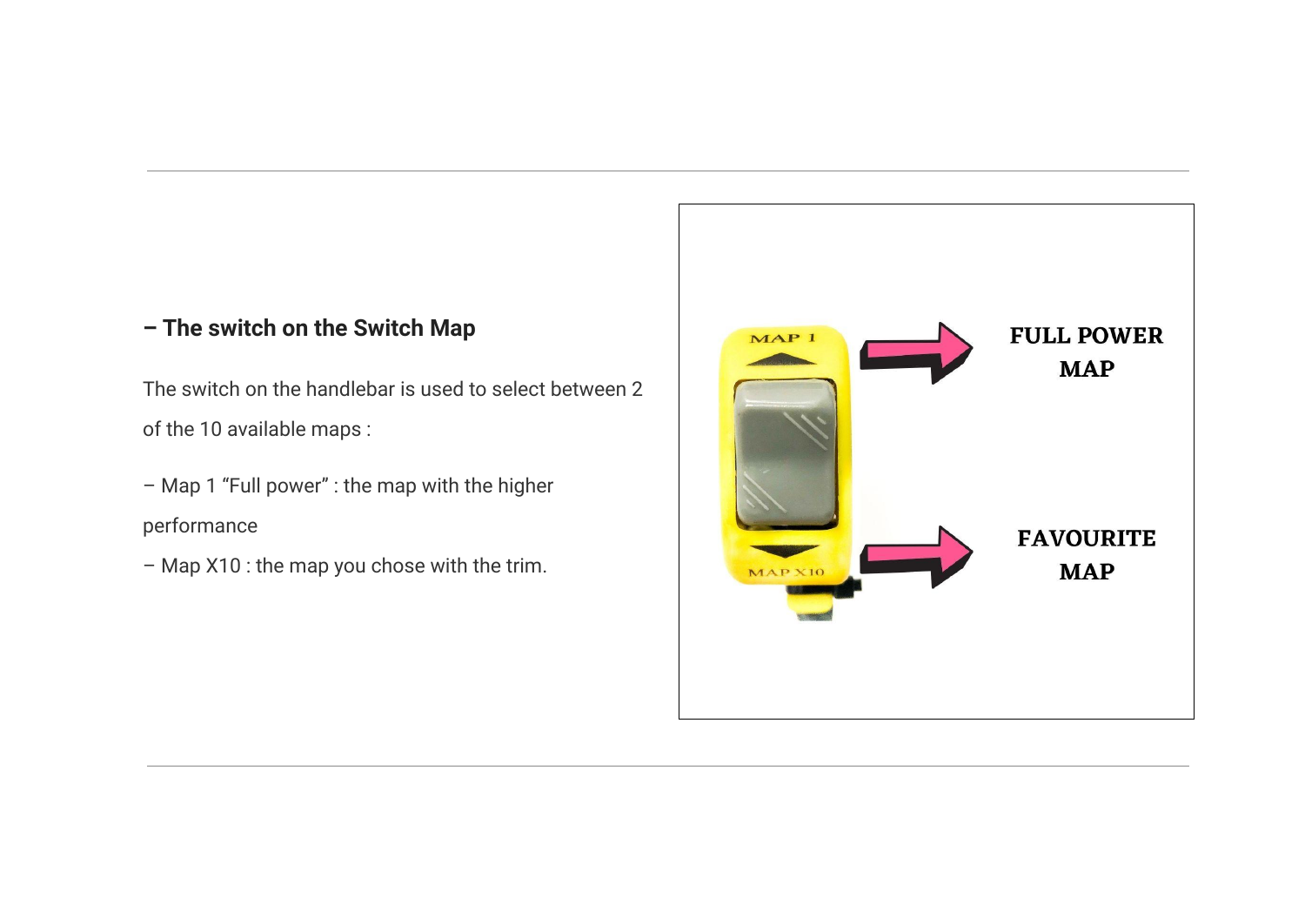### – The switch on the Switch Map

The switch on the handlebar is used to select between 2 of the 10 available maps :

– Map 1 "Full power" : the map with the higher performance

– Map X10 : the map you chose with the trim.

MAP 1

MAP X10

**FULL POWER MAP**

**FAVOURITE MAP**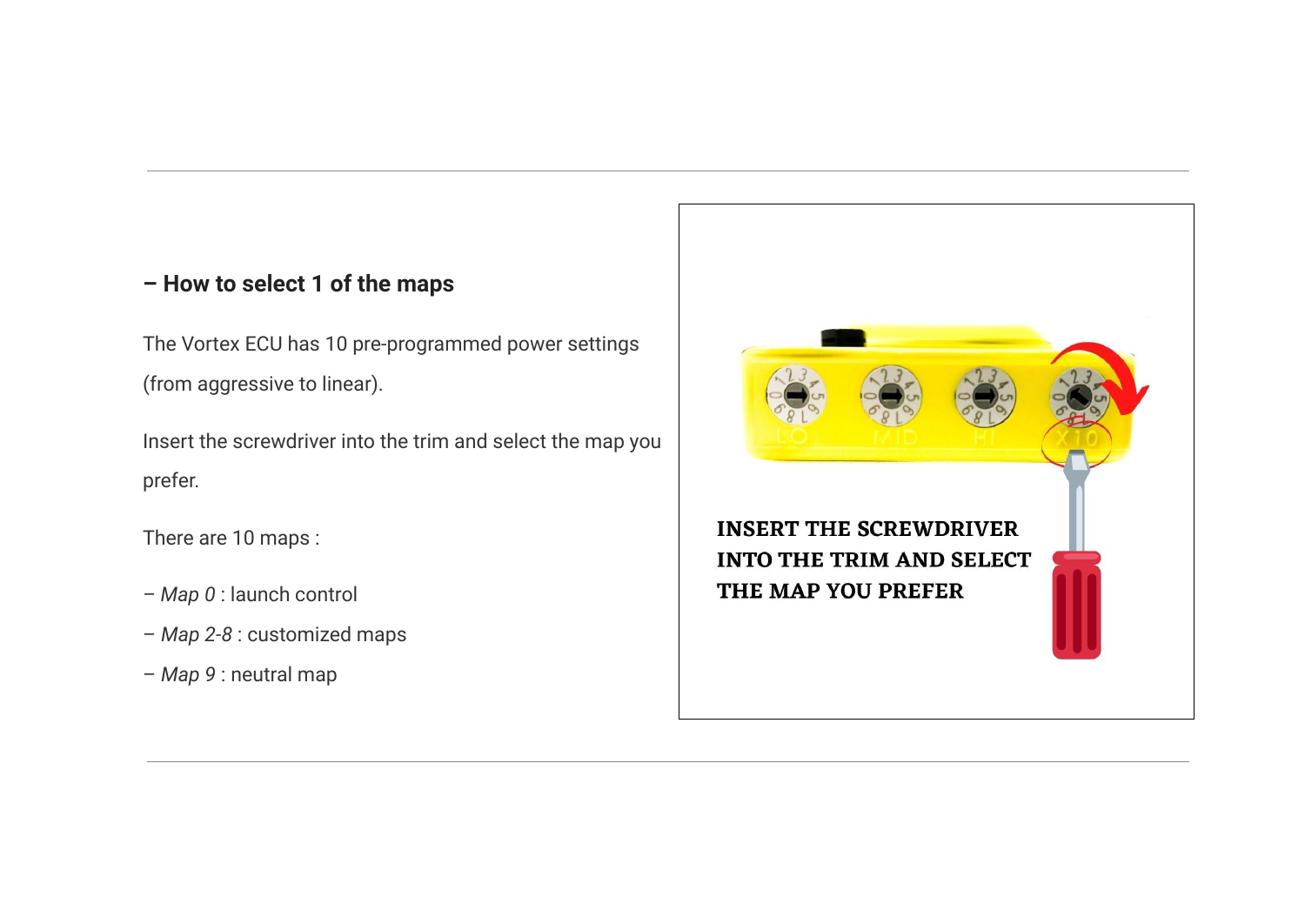### – How to select 1 of the maps

The Vortex ECU has 10 pre-programmed power settings (from aggressive to linear).

Insert the screwdriver into the trim and select the map you prefer.

There are 10 maps :

– *Map 0* : launch control

– *Map 2-8* : customized maps

– *Map 9* : neutral map

**INSERT THE SCREWDRIVER INTO THE TRIM AND SELECT THE MAP YOU PREFER**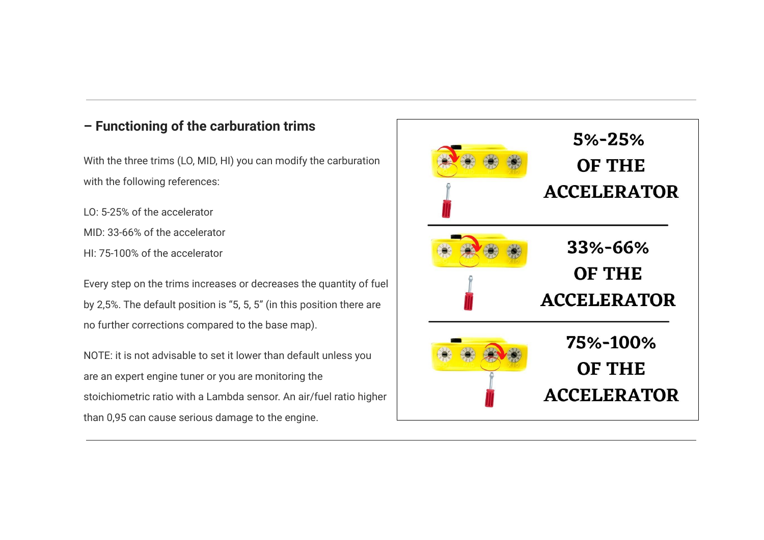## – Functioning of the carburation trims

With the three trims (LO, MID, HI) you can modify the carburation with the following references:

LO: 5-25% of the accelerator
MID: 33-66% of the accelerator
HI: 75-100% of the accelerator

Every step on the trims increases or decreases the quantity of fuel by 2,5%. The default position is "5, 5, 5" (in this position there are no further corrections compared to the base map).

NOTE: it is not advisable to set it lower than default unless you are an expert engine tuner or you are monitoring the stoichiometric ratio with a Lambda sensor. An air/fuel ratio higher than 0,95 can cause serious damage to the engine.

5%-25%
OF THE
ACCELERATOR

33%-66%
OF THE
ACCELERATOR

75%-100%
OF THE
ACCELERATOR